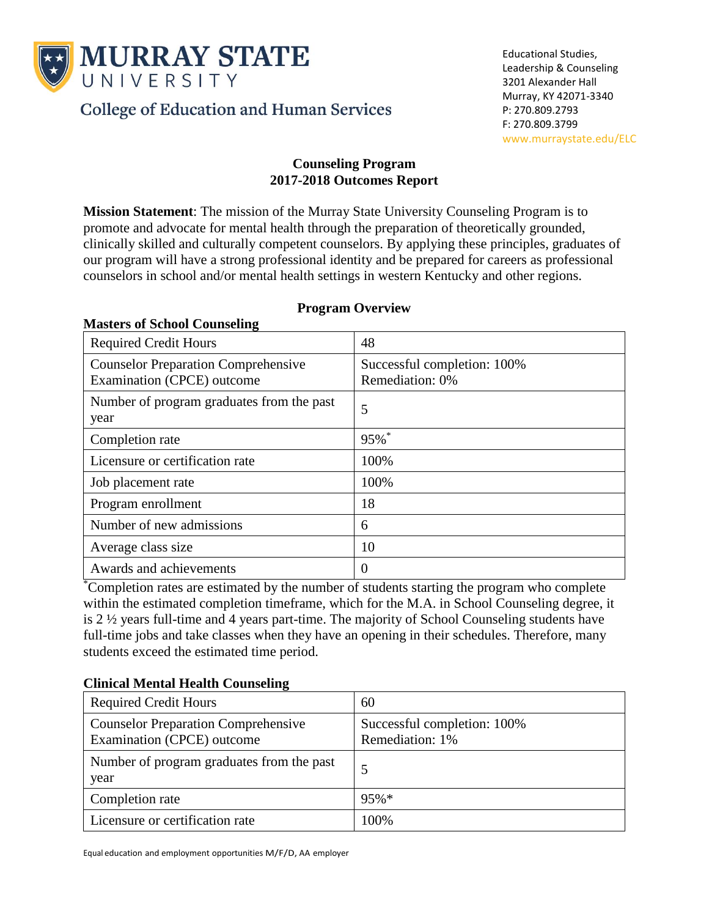Murray State University

College of Education and Human Services

Educational Studies,
Leadership & Counseling
3201 Alexander Hall
Murray, KY 42071-3340
P: 270.809.2793
F: 270.809.3799
www.murraystate.edu/ELC

# Counseling Program
# 2017-2018 Outcomes Report

**Mission Statement**: The mission of the Murray State University Counseling Program is to promote and advocate for mental health through the preparation of theoretically grounded, clinically skilled and culturally competent counselors. By applying these principles, graduates of our program will have a strong professional identity and be prepared for careers as professional counselors in school and/or mental health settings in western Kentucky and other regions.

## Program Overview

### Masters of School Counseling

| Required Credit Hours | 48 |
|---|---|
| Counselor Preparation Comprehensive Examination (CPCE) outcome | Successful completion: 100%<br>Remediation: 0% |
| Number of program graduates from the past year | 5 |
| Completion rate | 95%* |
| Licensure or certification rate | 100% |
| Job placement rate | 100% |
| Program enrollment | 18 |
| Number of new admissions | 6 |
| Average class size | 10 |
| Awards and achievements | 0 |

*Completion rates are estimated by the number of students starting the program who complete within the estimated completion timeframe, which for the M.A. in School Counseling degree, it is 2 ½ years full-time and 4 years part-time. The majority of School Counseling students have full-time jobs and take classes when they have an opening in their schedules. Therefore, many students exceed the estimated time period.

### Clinical Mental Health Counseling

| Required Credit Hours | 60 |
|---|---|
| Counselor Preparation Comprehensive Examination (CPCE) outcome | Successful completion: 100%<br>Remediation: 1% |
| Number of program graduates from the past year | 5 |
| Completion rate | 95%* |
| Licensure or certification rate | 100% |

Equal education and employment opportunities M/F/D, AA employer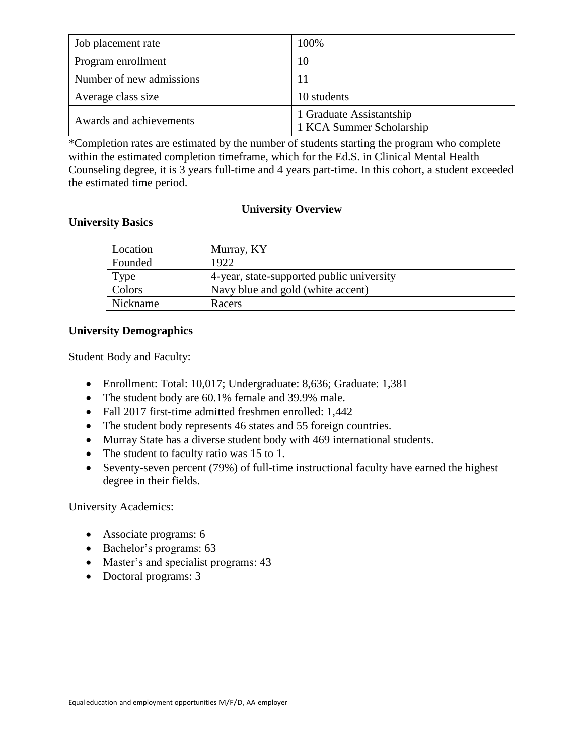| | |
|---|---|
| Job placement rate | 100% |
| Program enrollment | 10 |
| Number of new admissions | 11 |
| Average class size | 10 students |
| Awards and achievements | 1 Graduate Assistantship<br>1 KCA Summer Scholarship |

*Completion rates are estimated by the number of students starting the program who complete within the estimated completion timeframe, which for the Ed.S. in Clinical Mental Health Counseling degree, it is 3 years full-time and 4 years part-time. In this cohort, a student exceeded the estimated time period.

## University Overview

### University Basics

| | |
|---|---|
| Location | Murray, KY |
| Founded | 1922 |
| Type | 4-year, state-supported public university |
| Colors | Navy blue and gold (white accent) |
| Nickname | Racers |

### University Demographics

Student Body and Faculty:

- Enrollment: Total: 10,017; Undergraduate: 8,636; Graduate: 1,381
- The student body are 60.1% female and 39.9% male.
- Fall 2017 first-time admitted freshmen enrolled: 1,442
- The student body represents 46 states and 55 foreign countries.
- Murray State has a diverse student body with 469 international students.
- The student to faculty ratio was 15 to 1.
- Seventy-seven percent (79%) of full-time instructional faculty have earned the highest degree in their fields.

University Academics:

- Associate programs: 6
- Bachelor's programs: 63
- Master's and specialist programs: 43
- Doctoral programs: 3